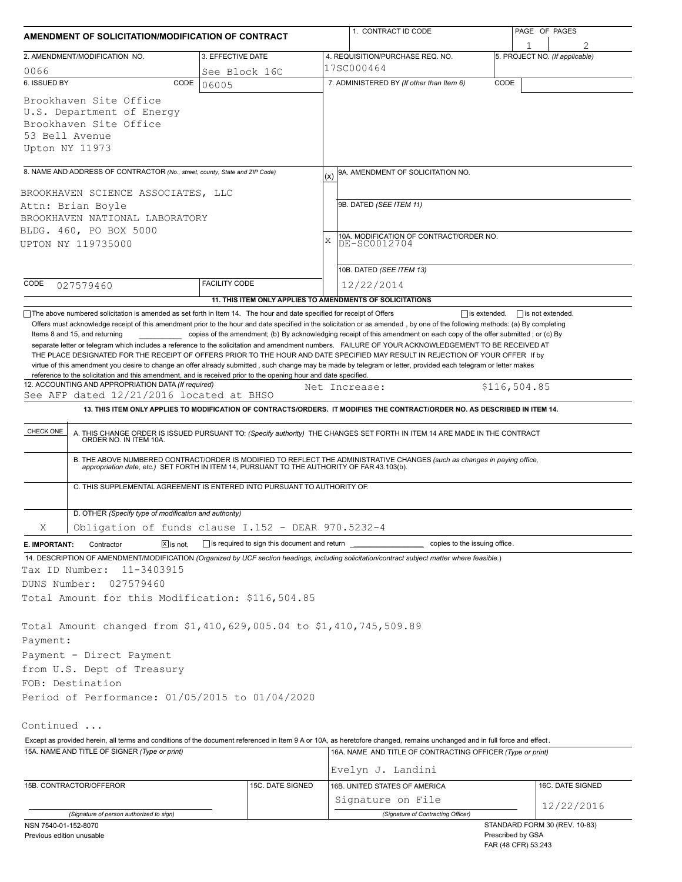# AMENDMENT OF SOLICITATION/MODIFICATION OF CONTRACT

| 1. CONTRACT ID CODE | PAGE OF PAGES |
|---|---|
| | 1 of 2 |

| 2. AMENDMENT/MODIFICATION NO. | 3. EFFECTIVE DATE | 4. REQUISITION/PURCHASE REQ. NO. | 5. PROJECT NO. (If applicable) |
|---|---|---|---|
| 0066 | See Block 16C | 17SC000464 | |

**6. ISSUED BY** CODE 06005

Brookhaven Site Office
U.S. Department of Energy
Brookhaven Site Office
53 Bell Avenue
Upton NY 11973

**7. ADMINISTERED BY** *(If other than Item 6)* CODE

**8. NAME AND ADDRESS OF CONTRACTOR** *(No., street, county, State and ZIP Code)*

BROOKHAVEN SCIENCE ASSOCIATES, LLC
Attn: Brian Boyle
BROOKHAVEN NATIONAL LABORATORY
BLDG. 460, PO BOX 5000
UPTON NY 119735000

CODE 027579460 FACILITY CODE

(x) 9A. AMENDMENT OF SOLICITATION NO.

9B. DATED *(SEE ITEM 11)*

X 10A. MODIFICATION OF CONTRACT/ORDER NO. DE-SC0012704

10B. DATED *(SEE ITEM 13)* 12/22/2014

**11. THIS ITEM ONLY APPLIES TO AMENDMENTS OF SOLICITATIONS**

☐ The above numbered solicitation is amended as set forth in Item 14. The hour and date specified for receipt of Offers ☐ is extended, ☐ is not extended.

Offers must acknowledge receipt of this amendment prior to the hour and date specified in the solicitation or as amended, by one of the following methods: (a) By completing Items 8 and 15, and returning ________ copies of the amendment; (b) By acknowledging receipt of this amendment on each copy of the offer submitted ; or (c) By separate letter or telegram which includes a reference to the solicitation and amendment numbers. FAILURE OF YOUR ACKNOWLEDGEMENT TO BE RECEIVED AT THE PLACE DESIGNATED FOR THE RECEIPT OF OFFERS PRIOR TO THE HOUR AND DATE SPECIFIED MAY RESULT IN REJECTION OF YOUR OFFER If by virtue of this amendment you desire to change an offer already submitted , such change may be made by telegram or letter, provided each telegram or letter makes reference to the solicitation and this amendment, and is received prior to the opening hour and date specified.

**12. ACCOUNTING AND APPROPRIATION DATA** *(If required)*
See AFP dated 12/21/2016 located at BHSO    Net Increase: $116,504.85

**13. THIS ITEM ONLY APPLIES TO MODIFICATION OF CONTRACTS/ORDERS. IT MODIFIES THE CONTRACT/ORDER NO. AS DESCRIBED IN ITEM 14.**

| CHECK ONE | |
|---|---|
| | A. THIS CHANGE ORDER IS ISSUED PURSUANT TO: *(Specify authority)* THE CHANGES SET FORTH IN ITEM 14 ARE MADE IN THE CONTRACT ORDER NO. IN ITEM 10A. |
| | B. THE ABOVE NUMBERED CONTRACT/ORDER IS MODIFIED TO REFLECT THE ADMINISTRATIVE CHANGES *(such as changes in paying office, appropriation date, etc.)* SET FORTH IN ITEM 14, PURSUANT TO THE AUTHORITY OF FAR 43.103(b). |
| | C. THIS SUPPLEMENTAL AGREEMENT IS ENTERED INTO PURSUANT TO AUTHORITY OF: |
| X | D. OTHER *(Specify type of modification and authority)* Obligation of funds clause I.152 - DEAR 970.5232-4 |

**E. IMPORTANT:** Contractor ☒ is not, ☐ is required to sign this document and return ________ copies to the issuing office.

**14. DESCRIPTION OF AMENDMENT/MODIFICATION** *(Organized by UCF section headings, including solicitation/contract subject matter where feasible.)*

Tax ID Number: 11-3403915
DUNS Number: 027579460
Total Amount for this Modification: $116,504.85

Total Amount changed from $1,410,629,005.04 to $1,410,745,509.89
Payment:
Payment - Direct Payment
from U.S. Dept of Treasury
FOB: Destination
Period of Performance: 01/05/2015 to 01/04/2020

Continued ...

Except as provided herein, all terms and conditions of the document referenced in Item 9 A or 10A, as heretofore changed, remains unchanged and in full force and effect.

| 15A. NAME AND TITLE OF SIGNER *(Type or print)* | | 16A. NAME AND TITLE OF CONTRACTING OFFICER *(Type or print)* | |
|---|---|---|---|
| | | Evelyn J. Landini | |
| 15B. CONTRACTOR/OFFEROR | 15C. DATE SIGNED | 16B. UNITED STATES OF AMERICA | 16C. DATE SIGNED |
| *(Signature of person authorized to sign)* | | Signature on File *(Signature of Contracting Officer)* | 12/22/2016 |

NSN 7540-01-152-8070
Previous edition unusable

STANDARD FORM 30 (REV. 10-83)
Prescribed by GSA
FAR (48 CFR) 53.243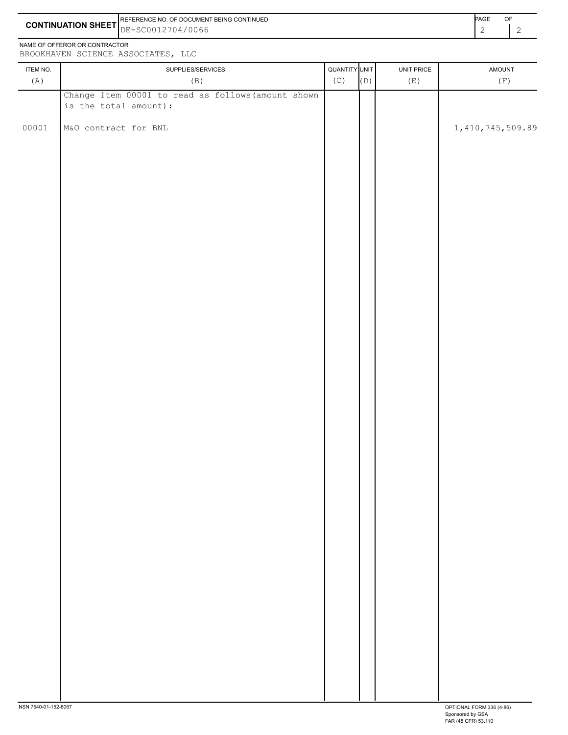**CONTINUATION SHEET**

REFERENCE NO. OF DOCUMENT BEING CONTINUED
DE-SC0012704/0066

NAME OF OFFEROR OR CONTRACTOR
BROOKHAVEN SCIENCE ASSOCIATES, LLC

| ITEM NO. (A) | SUPPLIES/SERVICES (B) | QUANTITY (C) | UNIT (D) | UNIT PRICE (E) | AMOUNT (F) |
|---|---|---|---|---|---|
| | Change Item 00001 to read as follows(amount shown is the total amount): | | | | |
| 00001 | M&O contract for BNL | | | | 1,410,745,509.89 |

NSN 7540-01-152-8067

OPTIONAL FORM 336 (4-86)
Sponsored by GSA
FAR (48 CFR) 53.110